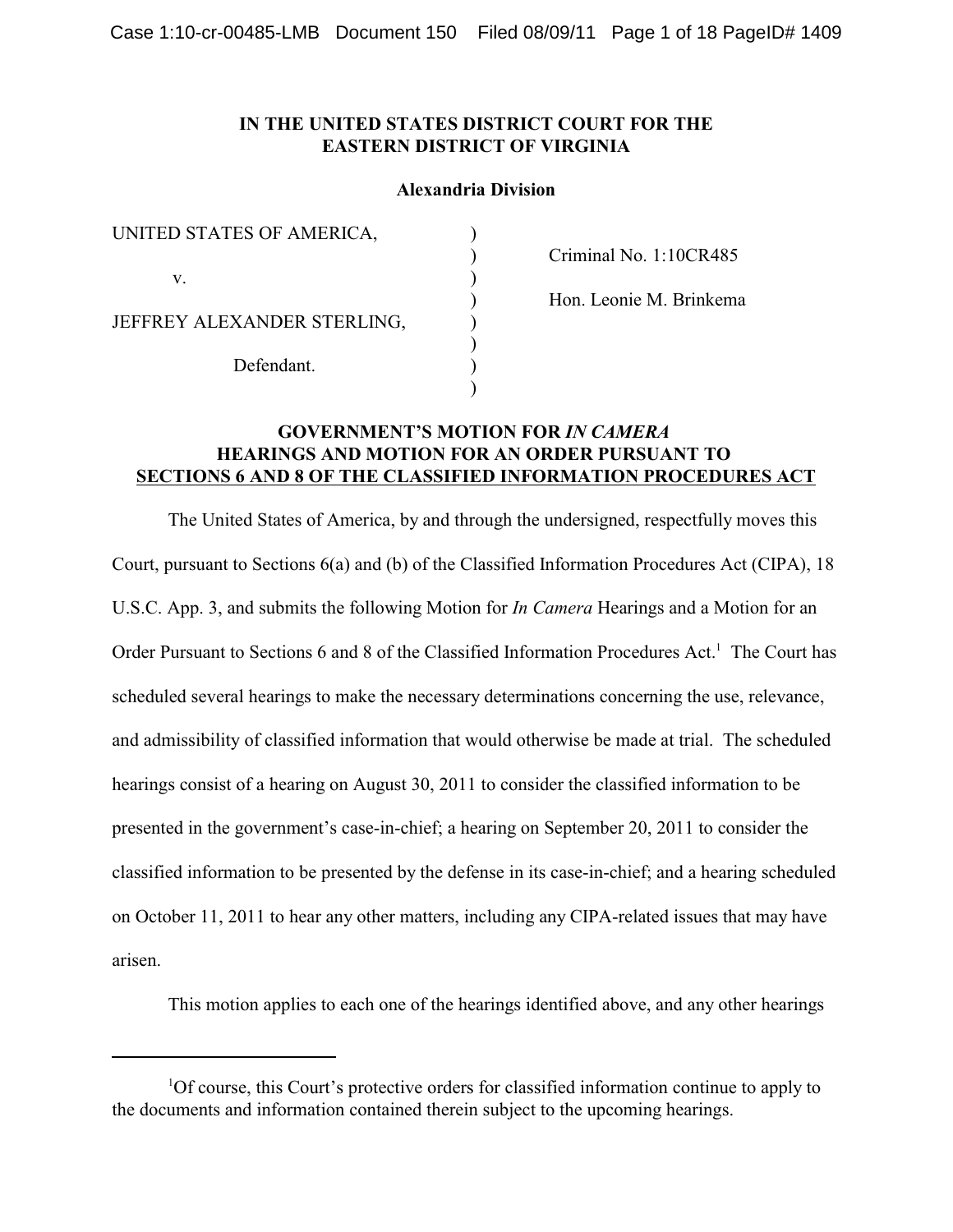**IN THE UNITED STATES DISTRICT COURT FOR THE EASTERN DISTRICT OF VIRGINIA**

**Alexandria Division**

| | | |
|---|---|---|
| UNITED STATES OF AMERICA, | ) | |
| | ) | Criminal No. 1:10CR485 |
| v. | ) | |
| | ) | Hon. Leonie M. Brinkema |
| JEFFREY ALEXANDER STERLING, | ) | |
| | ) | |
| Defendant. | ) | |
| | ) | |

## GOVERNMENT'S MOTION FOR *IN CAMERA* HEARINGS AND MOTION FOR AN ORDER PURSUANT TO SECTIONS 6 AND 8 OF THE CLASSIFIED INFORMATION PROCEDURES ACT

The United States of America, by and through the undersigned, respectfully moves this Court, pursuant to Sections 6(a) and (b) of the Classified Information Procedures Act (CIPA), 18 U.S.C. App. 3, and submits the following Motion for *In Camera* Hearings and a Motion for an Order Pursuant to Sections 6 and 8 of the Classified Information Procedures Act.[1] The Court has scheduled several hearings to make the necessary determinations concerning the use, relevance, and admissibility of classified information that would otherwise be made at trial. The scheduled hearings consist of a hearing on August 30, 2011 to consider the classified information to be presented in the government's case-in-chief; a hearing on September 20, 2011 to consider the classified information to be presented by the defense in its case-in-chief; and a hearing scheduled on October 11, 2011 to hear any other matters, including any CIPA-related issues that may have arisen.

This motion applies to each one of the hearings identified above, and any other hearings

[1] Of course, this Court's protective orders for classified information continue to apply to the documents and information contained therein subject to the upcoming hearings.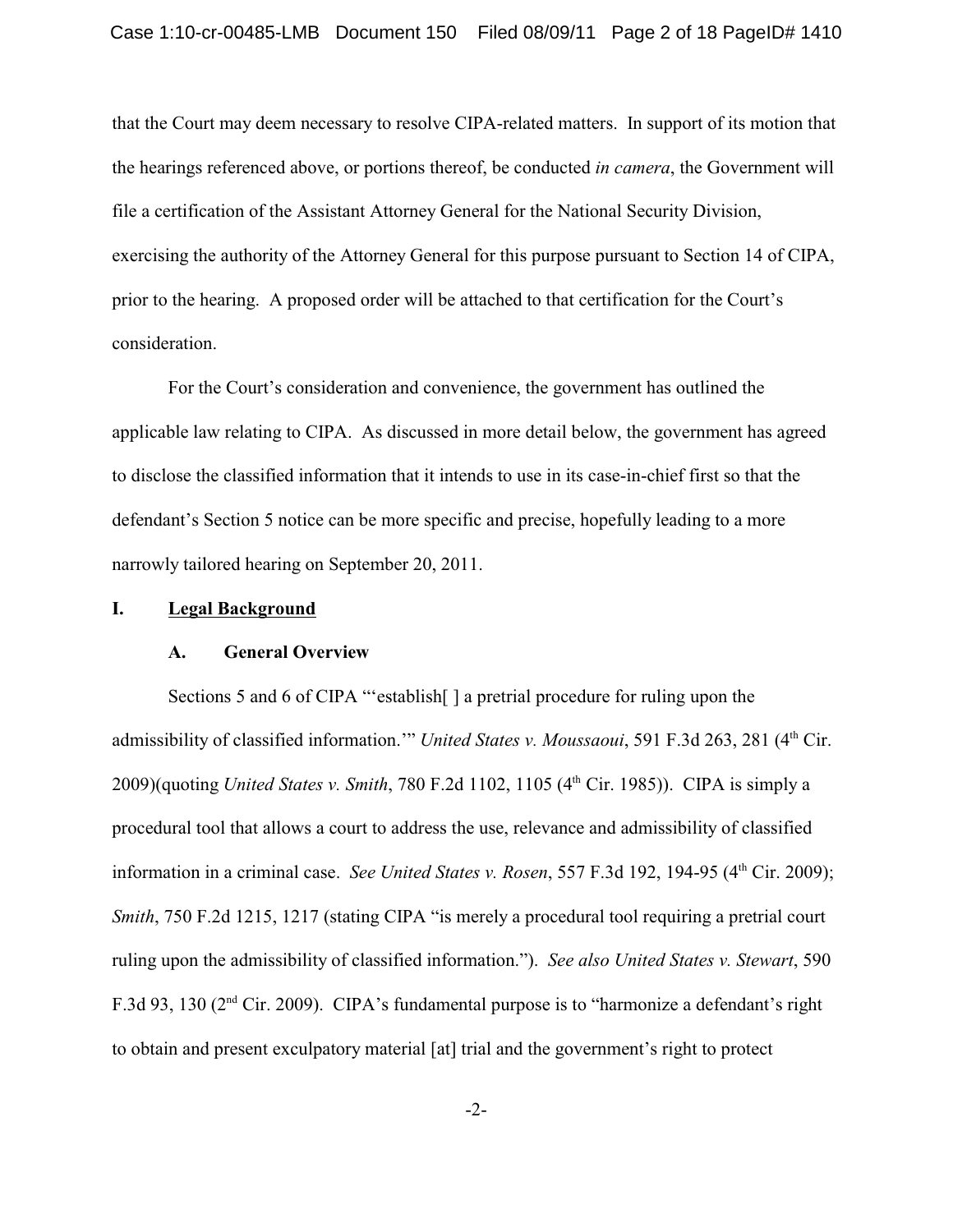that the Court may deem necessary to resolve CIPA-related matters. In support of its motion that the hearings referenced above, or portions thereof, be conducted *in camera*, the Government will file a certification of the Assistant Attorney General for the National Security Division, exercising the authority of the Attorney General for this purpose pursuant to Section 14 of CIPA, prior to the hearing. A proposed order will be attached to that certification for the Court's consideration.

For the Court's consideration and convenience, the government has outlined the applicable law relating to CIPA. As discussed in more detail below, the government has agreed to disclose the classified information that it intends to use in its case-in-chief first so that the defendant's Section 5 notice can be more specific and precise, hopefully leading to a more narrowly tailored hearing on September 20, 2011.

## I. Legal Background

### A. General Overview

Sections 5 and 6 of CIPA "'establish[ ] a pretrial procedure for ruling upon the admissibility of classified information.'" *United States v. Moussaoui*, 591 F.3d 263, 281 (4th Cir. 2009)(quoting *United States v. Smith*, 780 F.2d 1102, 1105 (4th Cir. 1985)). CIPA is simply a procedural tool that allows a court to address the use, relevance and admissibility of classified information in a criminal case. *See United States v. Rosen*, 557 F.3d 192, 194-95 (4th Cir. 2009); *Smith*, 750 F.2d 1215, 1217 (stating CIPA "is merely a procedural tool requiring a pretrial court ruling upon the admissibility of classified information."). *See also United States v. Stewart*, 590 F.3d 93, 130 (2nd Cir. 2009). CIPA's fundamental purpose is to "harmonize a defendant's right to obtain and present exculpatory material [at] trial and the government's right to protect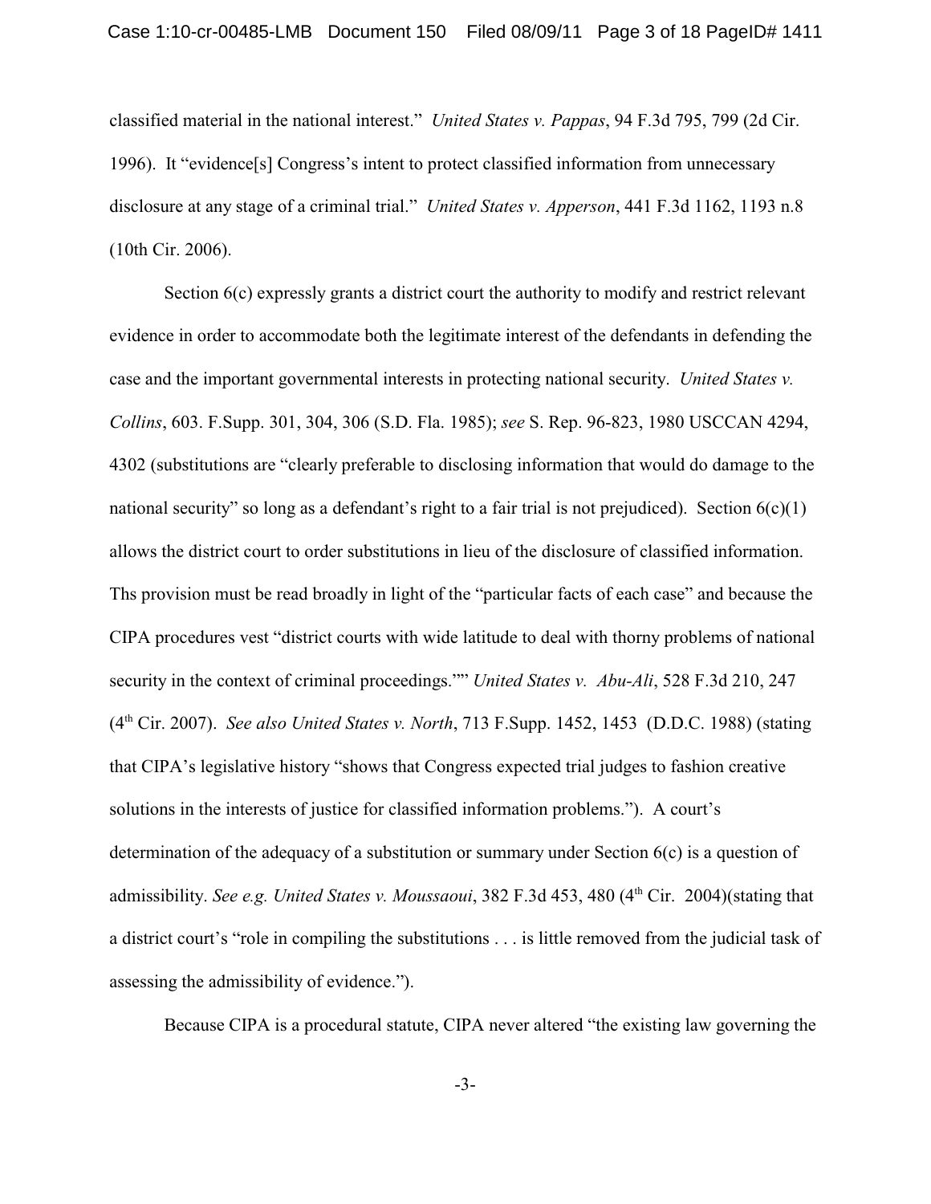classified material in the national interest." *United States v. Pappas*, 94 F.3d 795, 799 (2d Cir. 1996). It "evidence[s] Congress's intent to protect classified information from unnecessary disclosure at any stage of a criminal trial." *United States v. Apperson*, 441 F.3d 1162, 1193 n.8 (10th Cir. 2006).

Section 6(c) expressly grants a district court the authority to modify and restrict relevant evidence in order to accommodate both the legitimate interest of the defendants in defending the case and the important governmental interests in protecting national security. *United States v. Collins*, 603. F.Supp. 301, 304, 306 (S.D. Fla. 1985); *see* S. Rep. 96-823, 1980 USCCAN 4294, 4302 (substitutions are "clearly preferable to disclosing information that would do damage to the national security" so long as a defendant's right to a fair trial is not prejudiced). Section 6(c)(1) allows the district court to order substitutions in lieu of the disclosure of classified information. Ths provision must be read broadly in light of the "particular facts of each case" and because the CIPA procedures vest "district courts with wide latitude to deal with thorny problems of national security in the context of criminal proceedings."" *United States v. Abu-Ali*, 528 F.3d 210, 247 (4th Cir. 2007). *See also United States v. North*, 713 F.Supp. 1452, 1453 (D.D.C. 1988) (stating that CIPA's legislative history "shows that Congress expected trial judges to fashion creative solutions in the interests of justice for classified information problems."). A court's determination of the adequacy of a substitution or summary under Section 6(c) is a question of admissibility. *See e.g. United States v. Moussaoui*, 382 F.3d 453, 480 (4th Cir. 2004)(stating that a district court's "role in compiling the substitutions . . . is little removed from the judicial task of assessing the admissibility of evidence.").

Because CIPA is a procedural statute, CIPA never altered "the existing law governing the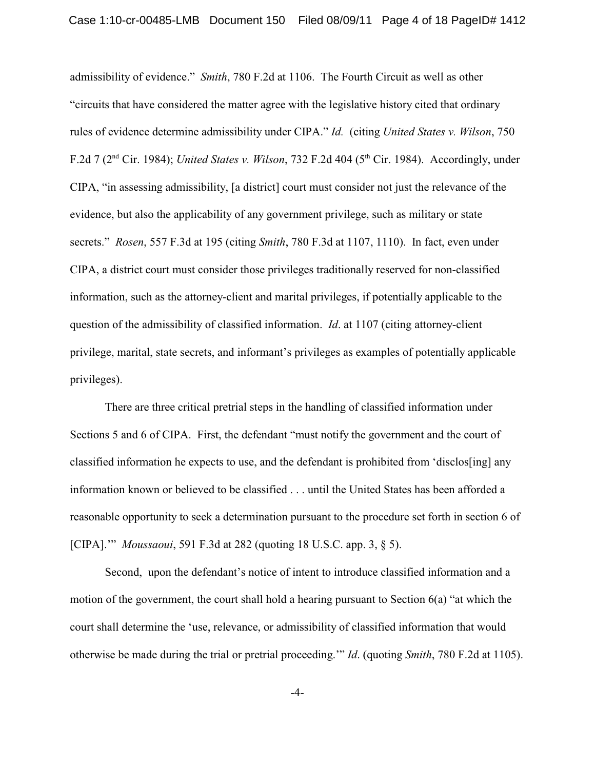admissibility of evidence." *Smith*, 780 F.2d at 1106. The Fourth Circuit as well as other "circuits that have considered the matter agree with the legislative history cited that ordinary rules of evidence determine admissibility under CIPA." *Id.* (citing *United States v. Wilson*, 750 F.2d 7 (2nd Cir. 1984); *United States v. Wilson*, 732 F.2d 404 (5th Cir. 1984). Accordingly, under CIPA, "in assessing admissibility, [a district] court must consider not just the relevance of the evidence, but also the applicability of any government privilege, such as military or state secrets." *Rosen*, 557 F.3d at 195 (citing *Smith*, 780 F.3d at 1107, 1110). In fact, even under CIPA, a district court must consider those privileges traditionally reserved for non-classified information, such as the attorney-client and marital privileges, if potentially applicable to the question of the admissibility of classified information. *Id*. at 1107 (citing attorney-client privilege, marital, state secrets, and informant's privileges as examples of potentially applicable privileges).

There are three critical pretrial steps in the handling of classified information under Sections 5 and 6 of CIPA. First, the defendant "must notify the government and the court of classified information he expects to use, and the defendant is prohibited from 'disclos[ing] any information known or believed to be classified . . . until the United States has been afforded a reasonable opportunity to seek a determination pursuant to the procedure set forth in section 6 of [CIPA].'" *Moussaoui*, 591 F.3d at 282 (quoting 18 U.S.C. app. 3, § 5).

Second, upon the defendant's notice of intent to introduce classified information and a motion of the government, the court shall hold a hearing pursuant to Section 6(a) "at which the court shall determine the 'use, relevance, or admissibility of classified information that would otherwise be made during the trial or pretrial proceeding.'" *Id*. (quoting *Smith*, 780 F.2d at 1105).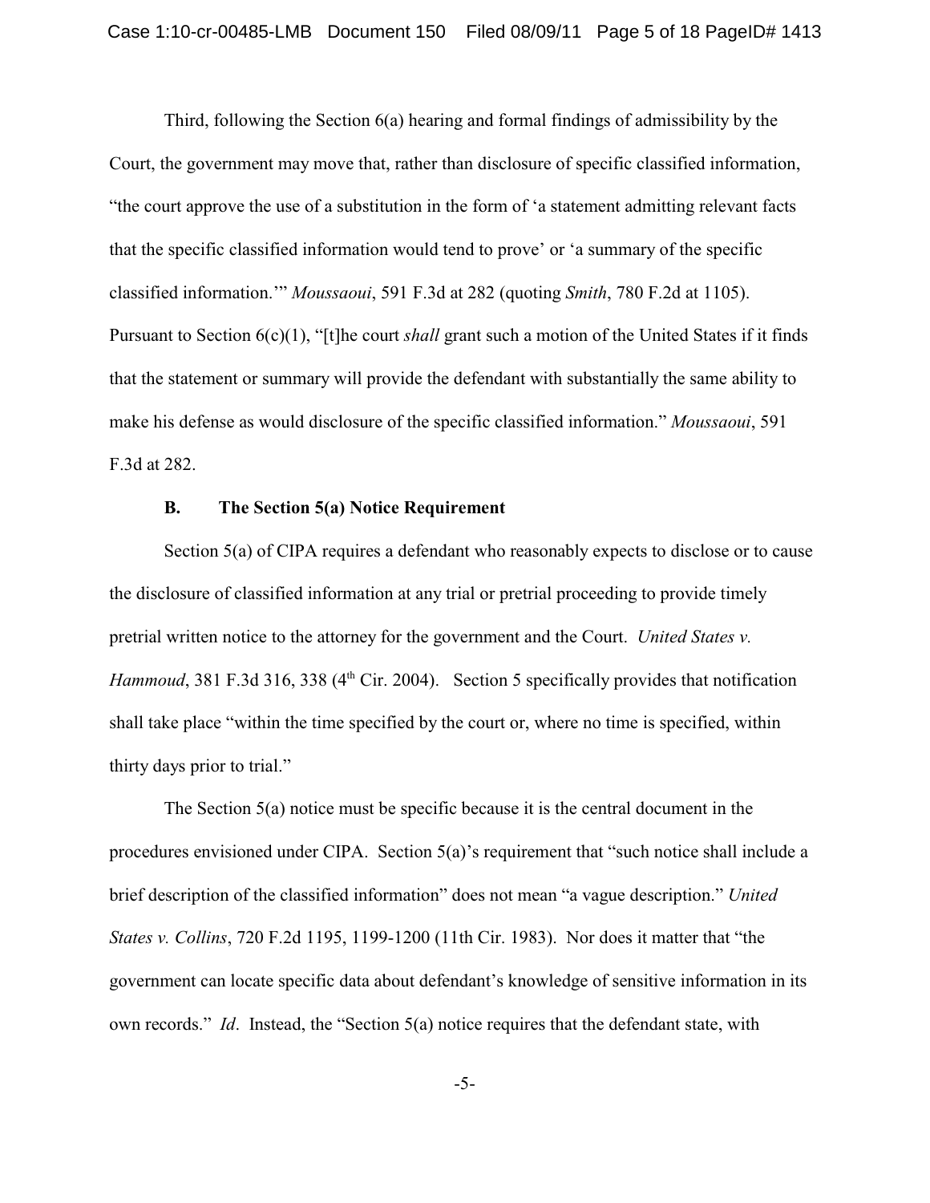Third, following the Section 6(a) hearing and formal findings of admissibility by the Court, the government may move that, rather than disclosure of specific classified information, "the court approve the use of a substitution in the form of 'a statement admitting relevant facts that the specific classified information would tend to prove' or 'a summary of the specific classified information.'" *Moussaoui*, 591 F.3d at 282 (quoting *Smith*, 780 F.2d at 1105). Pursuant to Section 6(c)(1), "[t]he court *shall* grant such a motion of the United States if it finds that the statement or summary will provide the defendant with substantially the same ability to make his defense as would disclosure of the specific classified information." *Moussaoui*, 591 F.3d at 282.

**B. The Section 5(a) Notice Requirement**

Section 5(a) of CIPA requires a defendant who reasonably expects to disclose or to cause the disclosure of classified information at any trial or pretrial proceeding to provide timely pretrial written notice to the attorney for the government and the Court. *United States v. Hammoud*, 381 F.3d 316, 338 (4th Cir. 2004). Section 5 specifically provides that notification shall take place "within the time specified by the court or, where no time is specified, within thirty days prior to trial."

The Section 5(a) notice must be specific because it is the central document in the procedures envisioned under CIPA. Section 5(a)'s requirement that "such notice shall include a brief description of the classified information" does not mean "a vague description." *United States v. Collins*, 720 F.2d 1195, 1199-1200 (11th Cir. 1983). Nor does it matter that "the government can locate specific data about defendant's knowledge of sensitive information in its own records." *Id*. Instead, the "Section 5(a) notice requires that the defendant state, with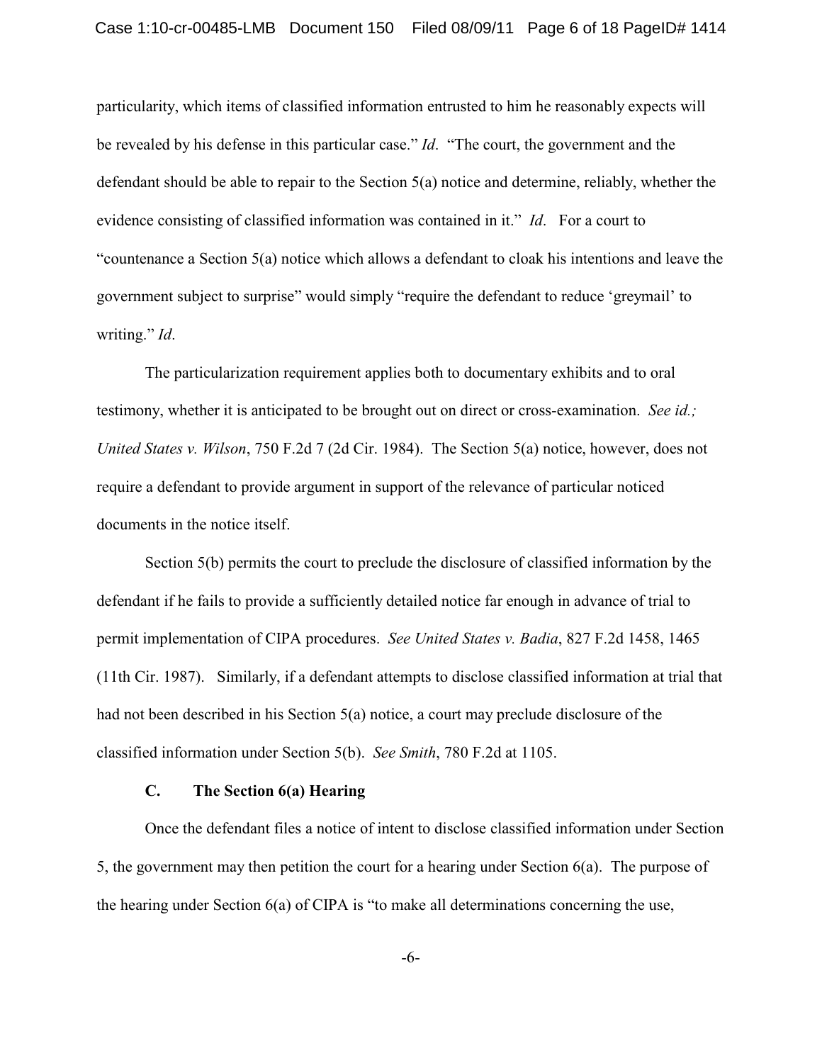particularity, which items of classified information entrusted to him he reasonably expects will be revealed by his defense in this particular case." *Id*. "The court, the government and the defendant should be able to repair to the Section 5(a) notice and determine, reliably, whether the evidence consisting of classified information was contained in it." *Id*. For a court to "countenance a Section 5(a) notice which allows a defendant to cloak his intentions and leave the government subject to surprise" would simply "require the defendant to reduce 'greymail' to writing." *Id*.

The particularization requirement applies both to documentary exhibits and to oral testimony, whether it is anticipated to be brought out on direct or cross-examination. *See id.; United States v. Wilson*, 750 F.2d 7 (2d Cir. 1984). The Section 5(a) notice, however, does not require a defendant to provide argument in support of the relevance of particular noticed documents in the notice itself.

Section 5(b) permits the court to preclude the disclosure of classified information by the defendant if he fails to provide a sufficiently detailed notice far enough in advance of trial to permit implementation of CIPA procedures. *See United States v. Badia*, 827 F.2d 1458, 1465 (11th Cir. 1987). Similarly, if a defendant attempts to disclose classified information at trial that had not been described in his Section 5(a) notice, a court may preclude disclosure of the classified information under Section 5(b). *See Smith*, 780 F.2d at 1105.

### C. The Section 6(a) Hearing

Once the defendant files a notice of intent to disclose classified information under Section 5, the government may then petition the court for a hearing under Section 6(a). The purpose of the hearing under Section 6(a) of CIPA is "to make all determinations concerning the use,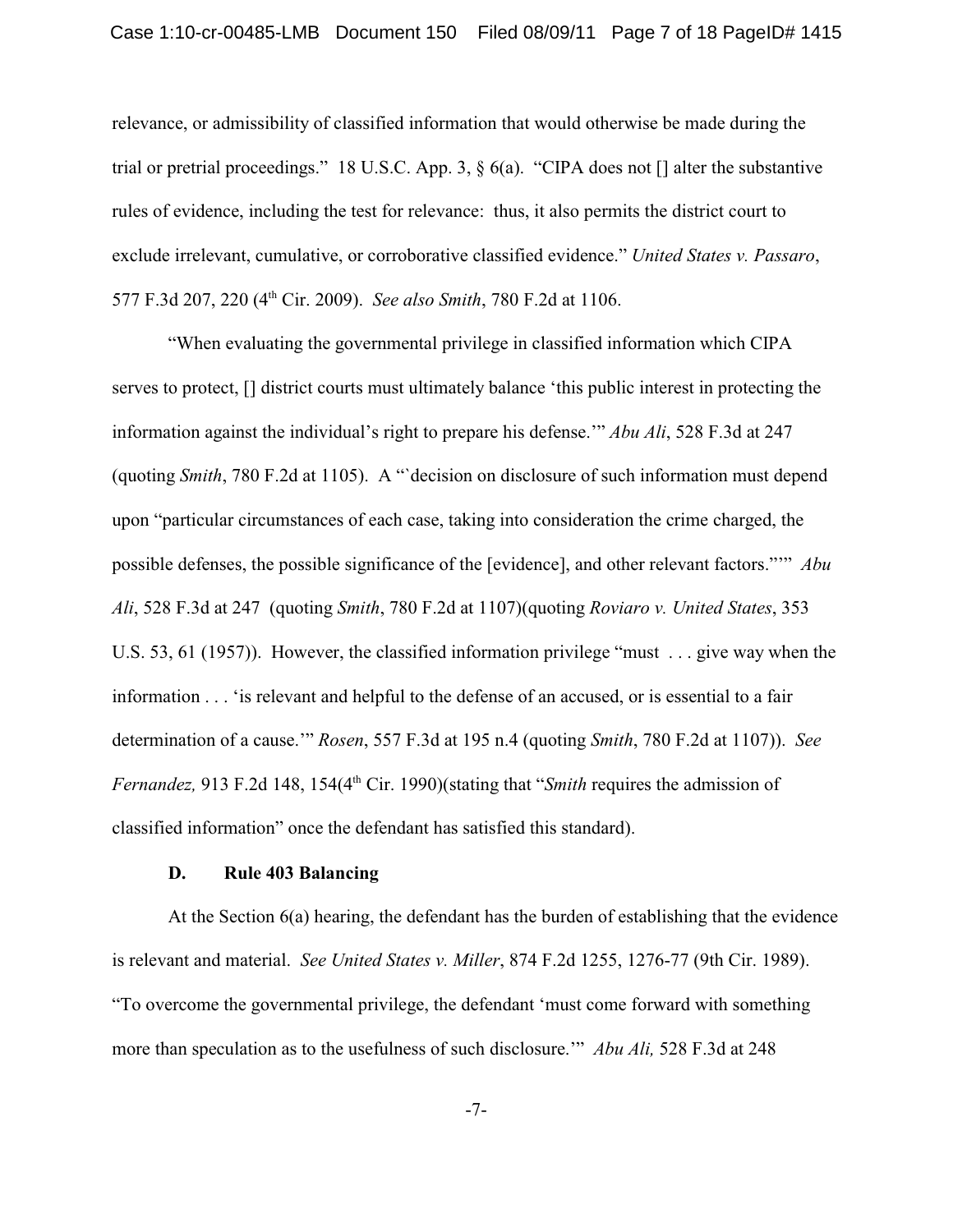relevance, or admissibility of classified information that would otherwise be made during the trial or pretrial proceedings." 18 U.S.C. App. 3, § 6(a). "CIPA does not [] alter the substantive rules of evidence, including the test for relevance: thus, it also permits the district court to exclude irrelevant, cumulative, or corroborative classified evidence." *United States v. Passaro*, 577 F.3d 207, 220 (4th Cir. 2009). *See also Smith*, 780 F.2d at 1106.

"When evaluating the governmental privilege in classified information which CIPA serves to protect, [] district courts must ultimately balance 'this public interest in protecting the information against the individual's right to prepare his defense.'" *Abu Ali*, 528 F.3d at 247 (quoting *Smith*, 780 F.2d at 1105). A "`decision on disclosure of such information must depend upon "particular circumstances of each case, taking into consideration the crime charged, the possible defenses, the possible significance of the [evidence], and other relevant factors."'" *Abu Ali*, 528 F.3d at 247 (quoting *Smith*, 780 F.2d at 1107)(quoting *Roviaro v. United States*, 353 U.S. 53, 61 (1957)). However, the classified information privilege "must . . . give way when the information . . . 'is relevant and helpful to the defense of an accused, or is essential to a fair determination of a cause.'" *Rosen*, 557 F.3d at 195 n.4 (quoting *Smith*, 780 F.2d at 1107)). *See Fernandez,* 913 F.2d 148, 154(4th Cir. 1990)(stating that "*Smith* requires the admission of classified information" once the defendant has satisfied this standard).

**D. Rule 403 Balancing**

At the Section 6(a) hearing, the defendant has the burden of establishing that the evidence is relevant and material. *See United States v. Miller*, 874 F.2d 1255, 1276-77 (9th Cir. 1989). "To overcome the governmental privilege, the defendant 'must come forward with something more than speculation as to the usefulness of such disclosure.'" *Abu Ali,* 528 F.3d at 248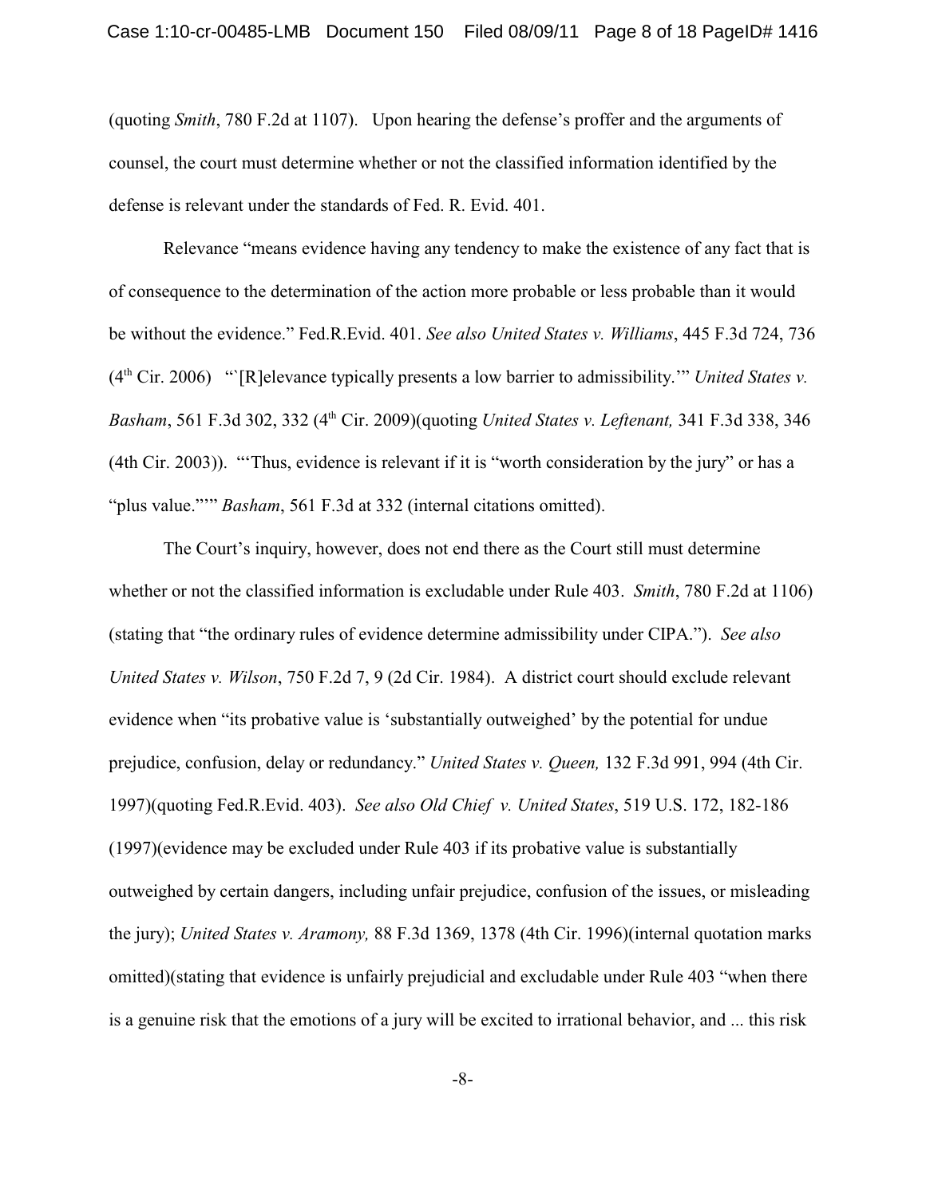(quoting *Smith*, 780 F.2d at 1107). Upon hearing the defense's proffer and the arguments of counsel, the court must determine whether or not the classified information identified by the defense is relevant under the standards of Fed. R. Evid. 401.

Relevance "means evidence having any tendency to make the existence of any fact that is of consequence to the determination of the action more probable or less probable than it would be without the evidence." Fed.R.Evid. 401. *See also United States v. Williams*, 445 F.3d 724, 736 (4th Cir. 2006) "'[R]elevance typically presents a low barrier to admissibility.'" *United States v. Basham*, 561 F.3d 302, 332 (4th Cir. 2009)(quoting *United States v. Leftenant,* 341 F.3d 338, 346 (4th Cir. 2003)). "'Thus, evidence is relevant if it is "worth consideration by the jury" or has a "plus value."'" *Basham*, 561 F.3d at 332 (internal citations omitted).

The Court's inquiry, however, does not end there as the Court still must determine whether or not the classified information is excludable under Rule 403. *Smith*, 780 F.2d at 1106) (stating that "the ordinary rules of evidence determine admissibility under CIPA."). *See also United States v. Wilson*, 750 F.2d 7, 9 (2d Cir. 1984). A district court should exclude relevant evidence when "its probative value is 'substantially outweighed' by the potential for undue prejudice, confusion, delay or redundancy." *United States v. Queen,* 132 F.3d 991, 994 (4th Cir. 1997)(quoting Fed.R.Evid. 403). *See also Old Chief v. United States*, 519 U.S. 172, 182-186 (1997)(evidence may be excluded under Rule 403 if its probative value is substantially outweighed by certain dangers, including unfair prejudice, confusion of the issues, or misleading the jury); *United States v. Aramony,* 88 F.3d 1369, 1378 (4th Cir. 1996)(internal quotation marks omitted)(stating that evidence is unfairly prejudicial and excludable under Rule 403 "when there is a genuine risk that the emotions of a jury will be excited to irrational behavior, and ... this risk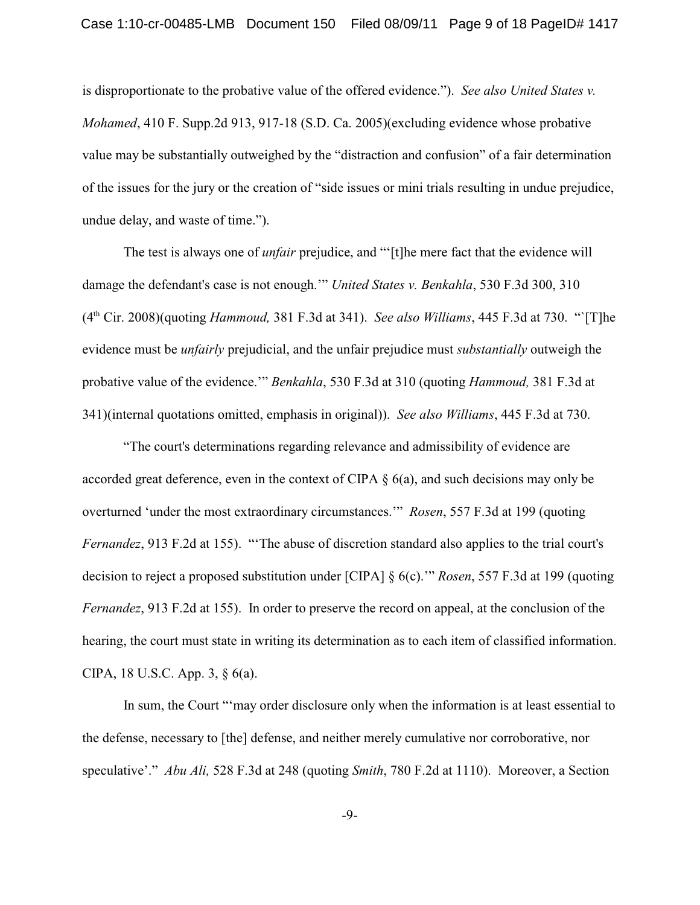is disproportionate to the probative value of the offered evidence."). *See also United States v. Mohamed*, 410 F. Supp.2d 913, 917-18 (S.D. Ca. 2005)(excluding evidence whose probative value may be substantially outweighed by the "distraction and confusion" of a fair determination of the issues for the jury or the creation of "side issues or mini trials resulting in undue prejudice, undue delay, and waste of time.").

The test is always one of *unfair* prejudice, and "'[t]he mere fact that the evidence will damage the defendant's case is not enough.'" *United States v. Benkahla*, 530 F.3d 300, 310 (4th Cir. 2008)(quoting *Hammoud,* 381 F.3d at 341). *See also Williams*, 445 F.3d at 730. "`[T]he evidence must be *unfairly* prejudicial, and the unfair prejudice must *substantially* outweigh the probative value of the evidence.'" *Benkahla*, 530 F.3d at 310 (quoting *Hammoud,* 381 F.3d at 341)(internal quotations omitted, emphasis in original)). *See also Williams*, 445 F.3d at 730.

"The court's determinations regarding relevance and admissibility of evidence are accorded great deference, even in the context of CIPA § 6(a), and such decisions may only be overturned 'under the most extraordinary circumstances.'" *Rosen*, 557 F.3d at 199 (quoting *Fernandez*, 913 F.2d at 155). "'The abuse of discretion standard also applies to the trial court's decision to reject a proposed substitution under [CIPA] § 6(c).'" *Rosen*, 557 F.3d at 199 (quoting *Fernandez*, 913 F.2d at 155). In order to preserve the record on appeal, at the conclusion of the hearing, the court must state in writing its determination as to each item of classified information. CIPA, 18 U.S.C. App. 3, § 6(a).

In sum, the Court "'may order disclosure only when the information is at least essential to the defense, necessary to [the] defense, and neither merely cumulative nor corroborative, nor speculative'." *Abu Ali,* 528 F.3d at 248 (quoting *Smith*, 780 F.2d at 1110). Moreover, a Section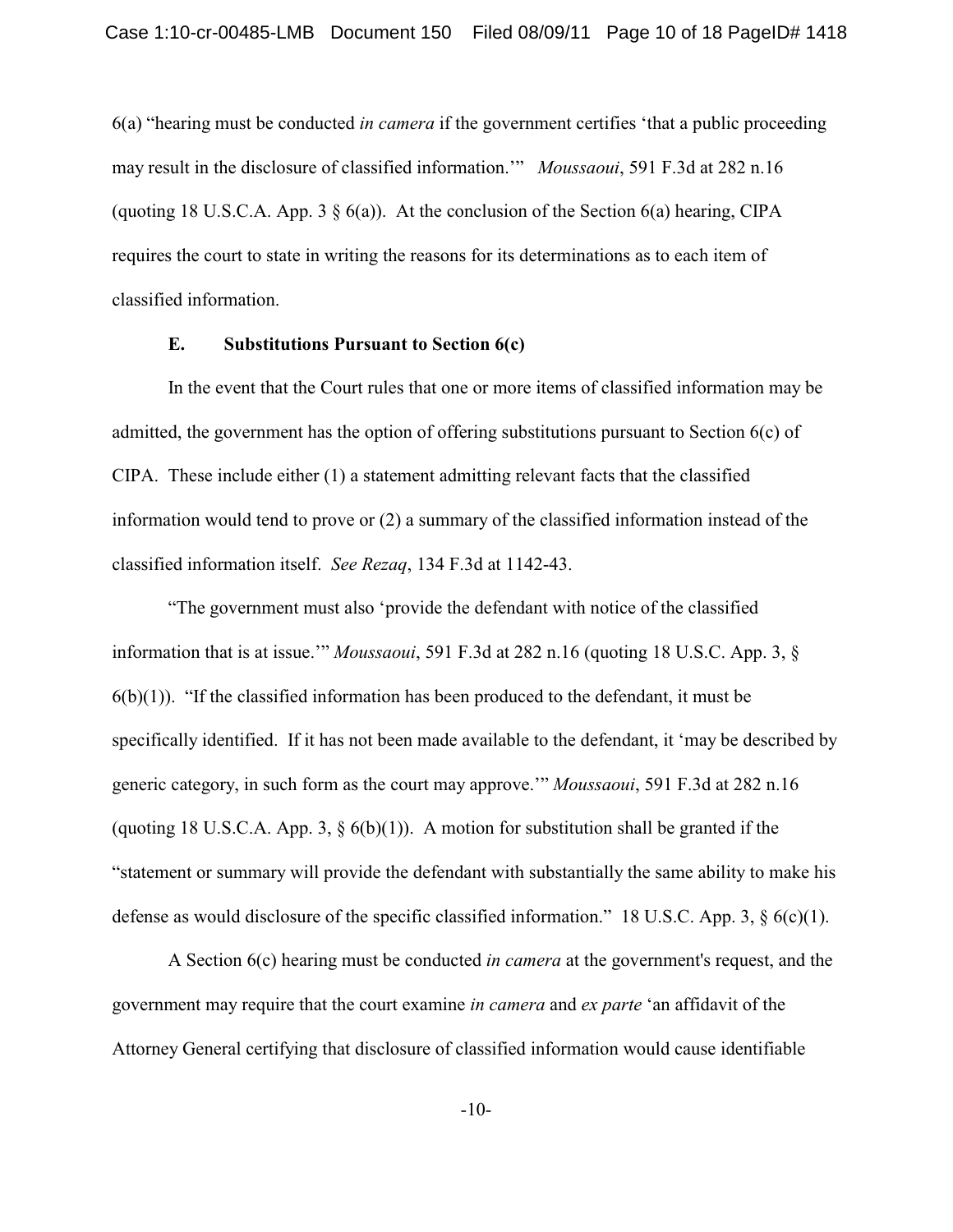6(a) "hearing must be conducted *in camera* if the government certifies 'that a public proceeding may result in the disclosure of classified information.'" *Moussaoui*, 591 F.3d at 282 n.16 (quoting 18 U.S.C.A. App. 3 § 6(a)). At the conclusion of the Section 6(a) hearing, CIPA requires the court to state in writing the reasons for its determinations as to each item of classified information.

### E. Substitutions Pursuant to Section 6(c)

In the event that the Court rules that one or more items of classified information may be admitted, the government has the option of offering substitutions pursuant to Section 6(c) of CIPA. These include either (1) a statement admitting relevant facts that the classified information would tend to prove or (2) a summary of the classified information instead of the classified information itself. *See Rezaq*, 134 F.3d at 1142-43.

"The government must also 'provide the defendant with notice of the classified information that is at issue.'" *Moussaoui*, 591 F.3d at 282 n.16 (quoting 18 U.S.C. App. 3, § 6(b)(1)). "If the classified information has been produced to the defendant, it must be specifically identified. If it has not been made available to the defendant, it 'may be described by generic category, in such form as the court may approve.'" *Moussaoui*, 591 F.3d at 282 n.16 (quoting 18 U.S.C.A. App. 3, § 6(b)(1)). A motion for substitution shall be granted if the "statement or summary will provide the defendant with substantially the same ability to make his defense as would disclosure of the specific classified information." 18 U.S.C. App. 3, § 6(c)(1).

A Section 6(c) hearing must be conducted *in camera* at the government's request, and the government may require that the court examine *in camera* and *ex parte* 'an affidavit of the Attorney General certifying that disclosure of classified information would cause identifiable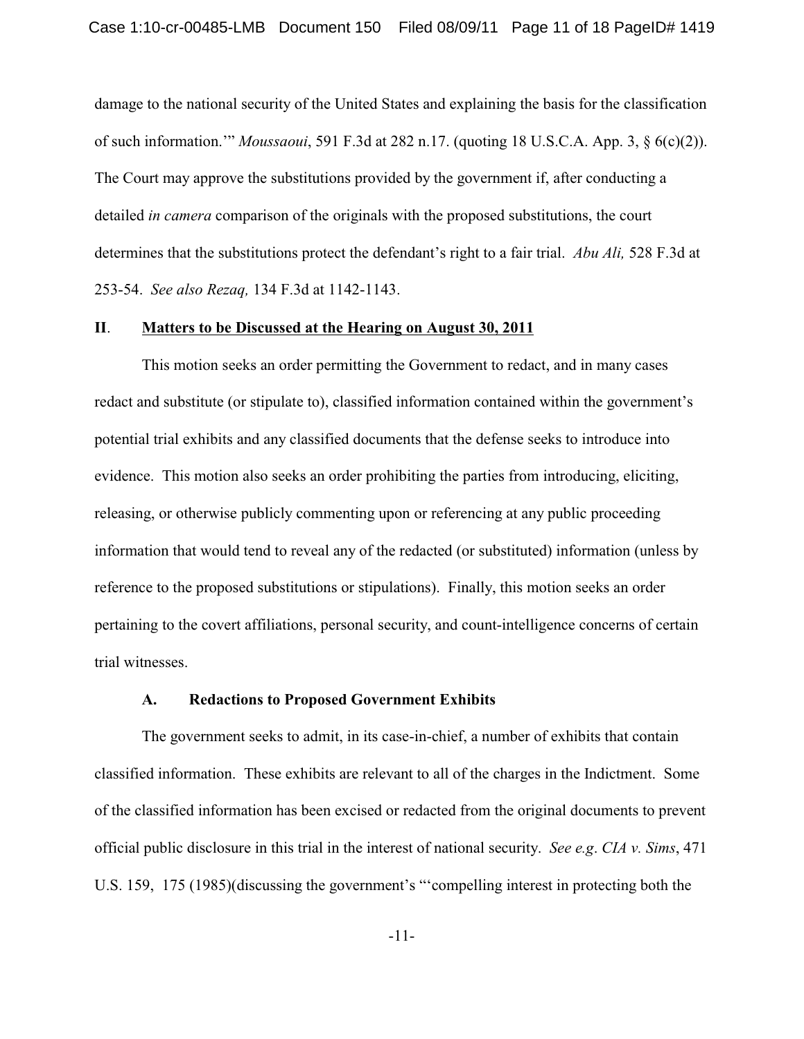damage to the national security of the United States and explaining the basis for the classification of such information.'" *Moussaoui*, 591 F.3d at 282 n.17. (quoting 18 U.S.C.A. App. 3, § 6(c)(2)). The Court may approve the substitutions provided by the government if, after conducting a detailed *in camera* comparison of the originals with the proposed substitutions, the court determines that the substitutions protect the defendant's right to a fair trial. *Abu Ali,* 528 F.3d at 253-54. *See also Rezaq,* 134 F.3d at 1142-1143.

## II. Matters to be Discussed at the Hearing on August 30, 2011

This motion seeks an order permitting the Government to redact, and in many cases redact and substitute (or stipulate to), classified information contained within the government's potential trial exhibits and any classified documents that the defense seeks to introduce into evidence. This motion also seeks an order prohibiting the parties from introducing, eliciting, releasing, or otherwise publicly commenting upon or referencing at any public proceeding information that would tend to reveal any of the redacted (or substituted) information (unless by reference to the proposed substitutions or stipulations). Finally, this motion seeks an order pertaining to the covert affiliations, personal security, and count-intelligence concerns of certain trial witnesses.

### A. Redactions to Proposed Government Exhibits

The government seeks to admit, in its case-in-chief, a number of exhibits that contain classified information. These exhibits are relevant to all of the charges in the Indictment. Some of the classified information has been excised or redacted from the original documents to prevent official public disclosure in this trial in the interest of national security. *See e.g*. *CIA v. Sims*, 471 U.S. 159, 175 (1985)(discussing the government's "'compelling interest in protecting both the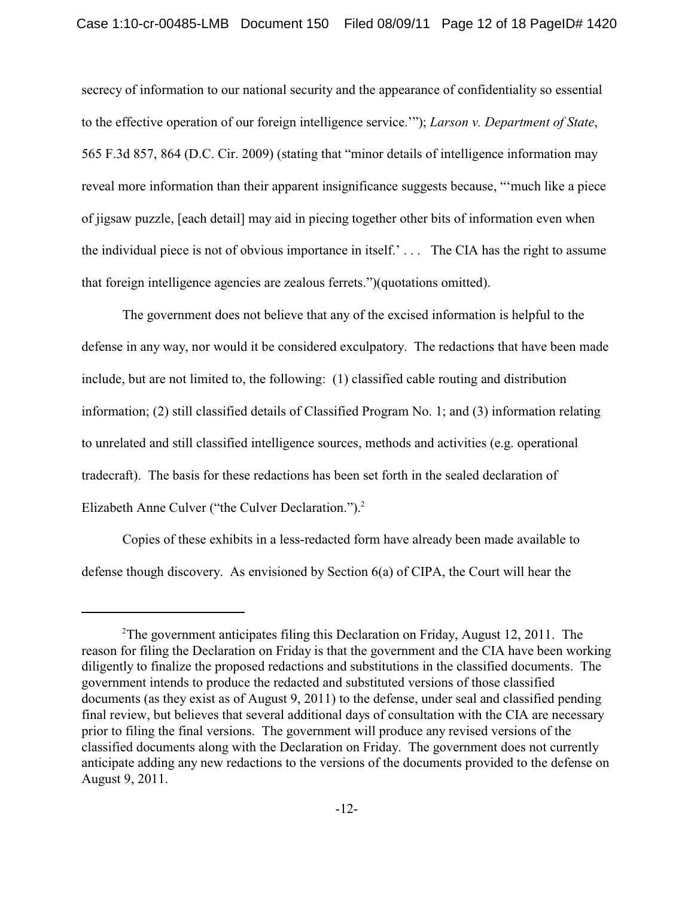secrecy of information to our national security and the appearance of confidentiality so essential to the effective operation of our foreign intelligence service.'"); *Larson v. Department of State*, 565 F.3d 857, 864 (D.C. Cir. 2009) (stating that "minor details of intelligence information may reveal more information than their apparent insignificance suggests because, "'much like a piece of jigsaw puzzle, [each detail] may aid in piecing together other bits of information even when the individual piece is not of obvious importance in itself.' . . . The CIA has the right to assume that foreign intelligence agencies are zealous ferrets.")(quotations omitted).

The government does not believe that any of the excised information is helpful to the defense in any way, nor would it be considered exculpatory. The redactions that have been made include, but are not limited to, the following: (1) classified cable routing and distribution information; (2) still classified details of Classified Program No. 1; and (3) information relating to unrelated and still classified intelligence sources, methods and activities (e.g. operational tradecraft). The basis for these redactions has been set forth in the sealed declaration of Elizabeth Anne Culver ("the Culver Declaration.").[2]

Copies of these exhibits in a less-redacted form have already been made available to defense though discovery. As envisioned by Section 6(a) of CIPA, the Court will hear the

---

[2]The government anticipates filing this Declaration on Friday, August 12, 2011. The reason for filing the Declaration on Friday is that the government and the CIA have been working diligently to finalize the proposed redactions and substitutions in the classified documents. The government intends to produce the redacted and substituted versions of those classified documents (as they exist as of August 9, 2011) to the defense, under seal and classified pending final review, but believes that several additional days of consultation with the CIA are necessary prior to filing the final versions. The government will produce any revised versions of the classified documents along with the Declaration on Friday. The government does not currently anticipate adding any new redactions to the versions of the documents provided to the defense on August 9, 2011.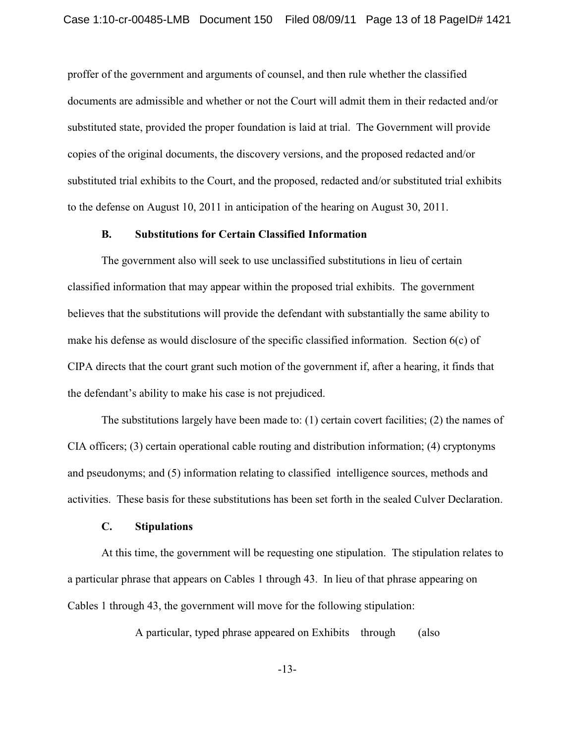proffer of the government and arguments of counsel, and then rule whether the classified documents are admissible and whether or not the Court will admit them in their redacted and/or substituted state, provided the proper foundation is laid at trial. The Government will provide copies of the original documents, the discovery versions, and the proposed redacted and/or substituted trial exhibits to the Court, and the proposed, redacted and/or substituted trial exhibits to the defense on August 10, 2011 in anticipation of the hearing on August 30, 2011.

### B. Substitutions for Certain Classified Information

The government also will seek to use unclassified substitutions in lieu of certain classified information that may appear within the proposed trial exhibits. The government believes that the substitutions will provide the defendant with substantially the same ability to make his defense as would disclosure of the specific classified information. Section 6(c) of CIPA directs that the court grant such motion of the government if, after a hearing, it finds that the defendant's ability to make his case is not prejudiced.

The substitutions largely have been made to: (1) certain covert facilities; (2) the names of CIA officers; (3) certain operational cable routing and distribution information; (4) cryptonyms and pseudonyms; and (5) information relating to classified intelligence sources, methods and activities. These basis for these substitutions has been set forth in the sealed Culver Declaration.

### C. Stipulations

At this time, the government will be requesting one stipulation. The stipulation relates to a particular phrase that appears on Cables 1 through 43. In lieu of that phrase appearing on Cables 1 through 43, the government will move for the following stipulation:

> A particular, typed phrase appeared on Exhibits through (also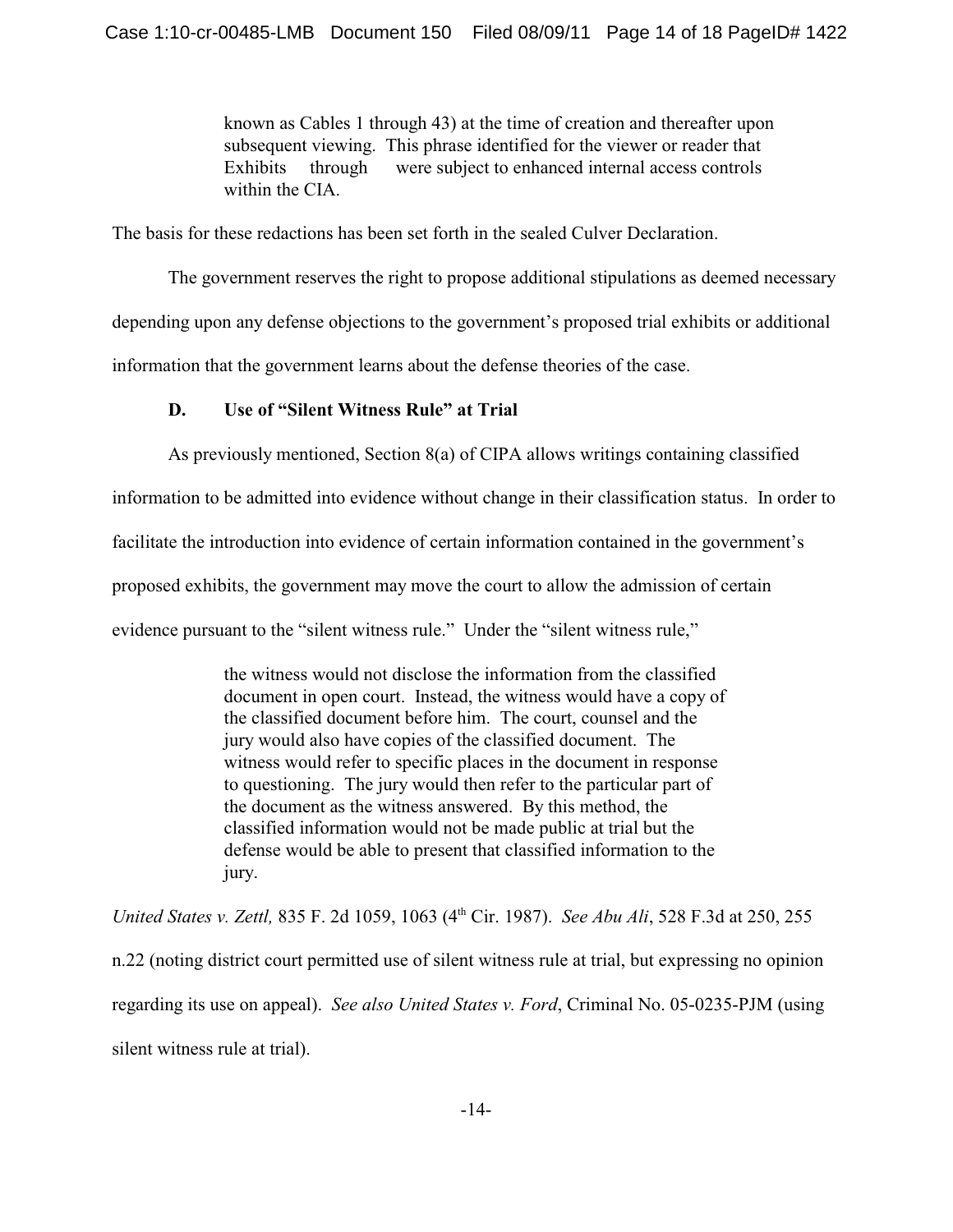known as Cables 1 through 43) at the time of creation and thereafter upon subsequent viewing. This phrase identified for the viewer or reader that Exhibits through were subject to enhanced internal access controls within the CIA.

The basis for these redactions has been set forth in the sealed Culver Declaration.

The government reserves the right to propose additional stipulations as deemed necessary depending upon any defense objections to the government's proposed trial exhibits or additional information that the government learns about the defense theories of the case.

**D. Use of "Silent Witness Rule" at Trial**

As previously mentioned, Section 8(a) of CIPA allows writings containing classified information to be admitted into evidence without change in their classification status. In order to facilitate the introduction into evidence of certain information contained in the government's proposed exhibits, the government may move the court to allow the admission of certain evidence pursuant to the "silent witness rule." Under the "silent witness rule,"

> the witness would not disclose the information from the classified document in open court. Instead, the witness would have a copy of the classified document before him. The court, counsel and the jury would also have copies of the classified document. The witness would refer to specific places in the document in response to questioning. The jury would then refer to the particular part of the document as the witness answered. By this method, the classified information would not be made public at trial but the defense would be able to present that classified information to the jury.

*United States v. Zettl,* 835 F. 2d 1059, 1063 (4th Cir. 1987). *See Abu Ali*, 528 F.3d at 250, 255 n.22 (noting district court permitted use of silent witness rule at trial, but expressing no opinion regarding its use on appeal). *See also United States v. Ford*, Criminal No. 05-0235-PJM (using silent witness rule at trial).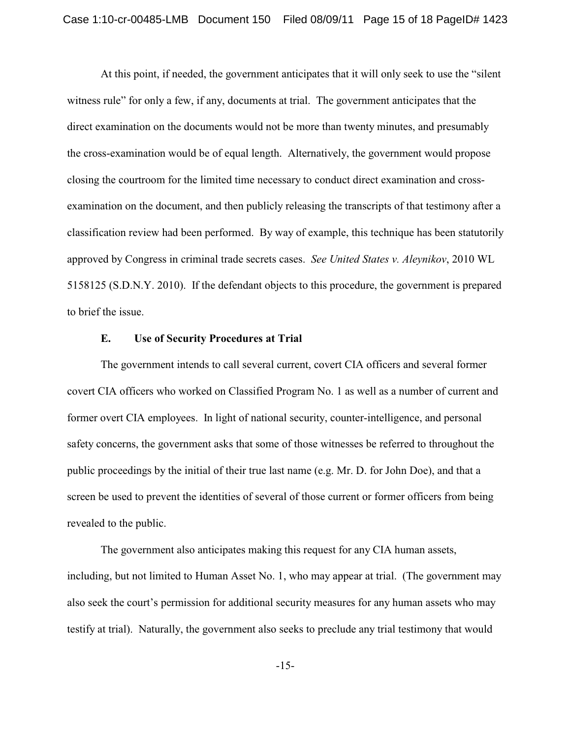At this point, if needed, the government anticipates that it will only seek to use the "silent witness rule" for only a few, if any, documents at trial. The government anticipates that the direct examination on the documents would not be more than twenty minutes, and presumably the cross-examination would be of equal length. Alternatively, the government would propose closing the courtroom for the limited time necessary to conduct direct examination and cross-examination on the document, and then publicly releasing the transcripts of that testimony after a classification review had been performed. By way of example, this technique has been statutorily approved by Congress in criminal trade secrets cases. *See United States v. Aleynikov*, 2010 WL 5158125 (S.D.N.Y. 2010). If the defendant objects to this procedure, the government is prepared to brief the issue.

### E. Use of Security Procedures at Trial

The government intends to call several current, covert CIA officers and several former covert CIA officers who worked on Classified Program No. 1 as well as a number of current and former overt CIA employees. In light of national security, counter-intelligence, and personal safety concerns, the government asks that some of those witnesses be referred to throughout the public proceedings by the initial of their true last name (e.g. Mr. D. for John Doe), and that a screen be used to prevent the identities of several of those current or former officers from being revealed to the public.

The government also anticipates making this request for any CIA human assets, including, but not limited to Human Asset No. 1, who may appear at trial. (The government may also seek the court's permission for additional security measures for any human assets who may testify at trial). Naturally, the government also seeks to preclude any trial testimony that would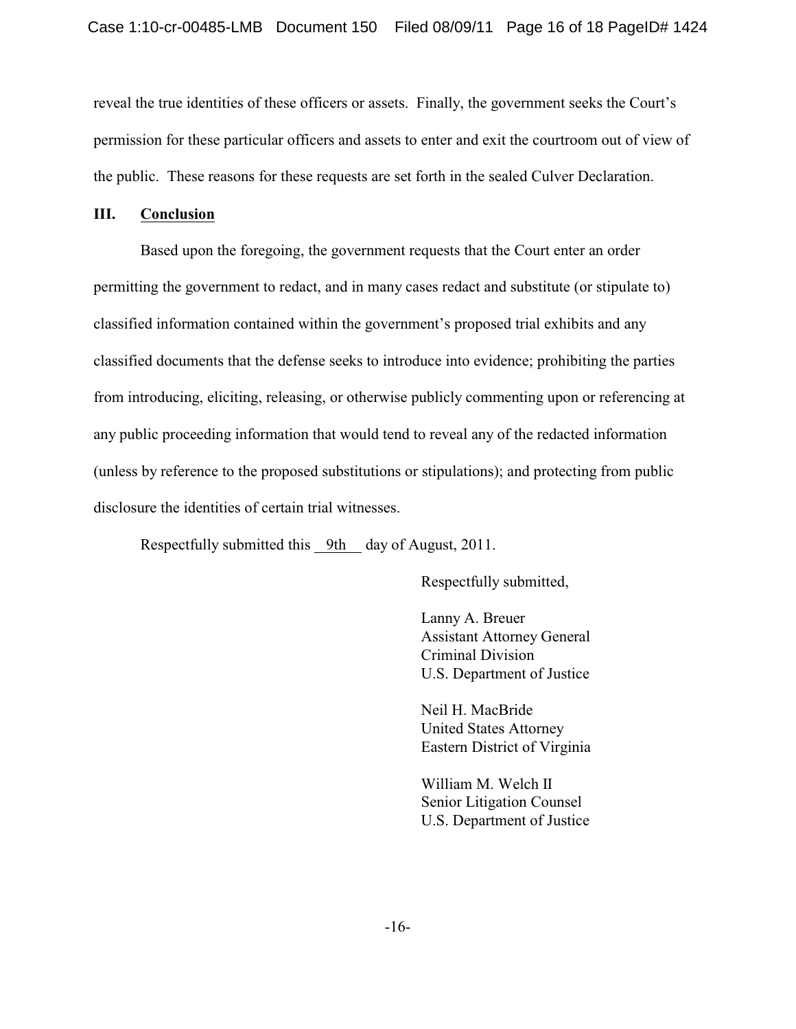reveal the true identities of these officers or assets. Finally, the government seeks the Court's permission for these particular officers and assets to enter and exit the courtroom out of view of the public. These reasons for these requests are set forth in the sealed Culver Declaration.

## III. Conclusion

Based upon the foregoing, the government requests that the Court enter an order permitting the government to redact, and in many cases redact and substitute (or stipulate to) classified information contained within the government's proposed trial exhibits and any classified documents that the defense seeks to introduce into evidence; prohibiting the parties from introducing, eliciting, releasing, or otherwise publicly commenting upon or referencing at any public proceeding information that would tend to reveal any of the redacted information (unless by reference to the proposed substitutions or stipulations); and protecting from public disclosure the identities of certain trial witnesses.

Respectfully submitted this 9th day of August, 2011.

Respectfully submitted,

Lanny A. Breuer
Assistant Attorney General
Criminal Division
U.S. Department of Justice

Neil H. MacBride
United States Attorney
Eastern District of Virginia

William M. Welch II
Senior Litigation Counsel
U.S. Department of Justice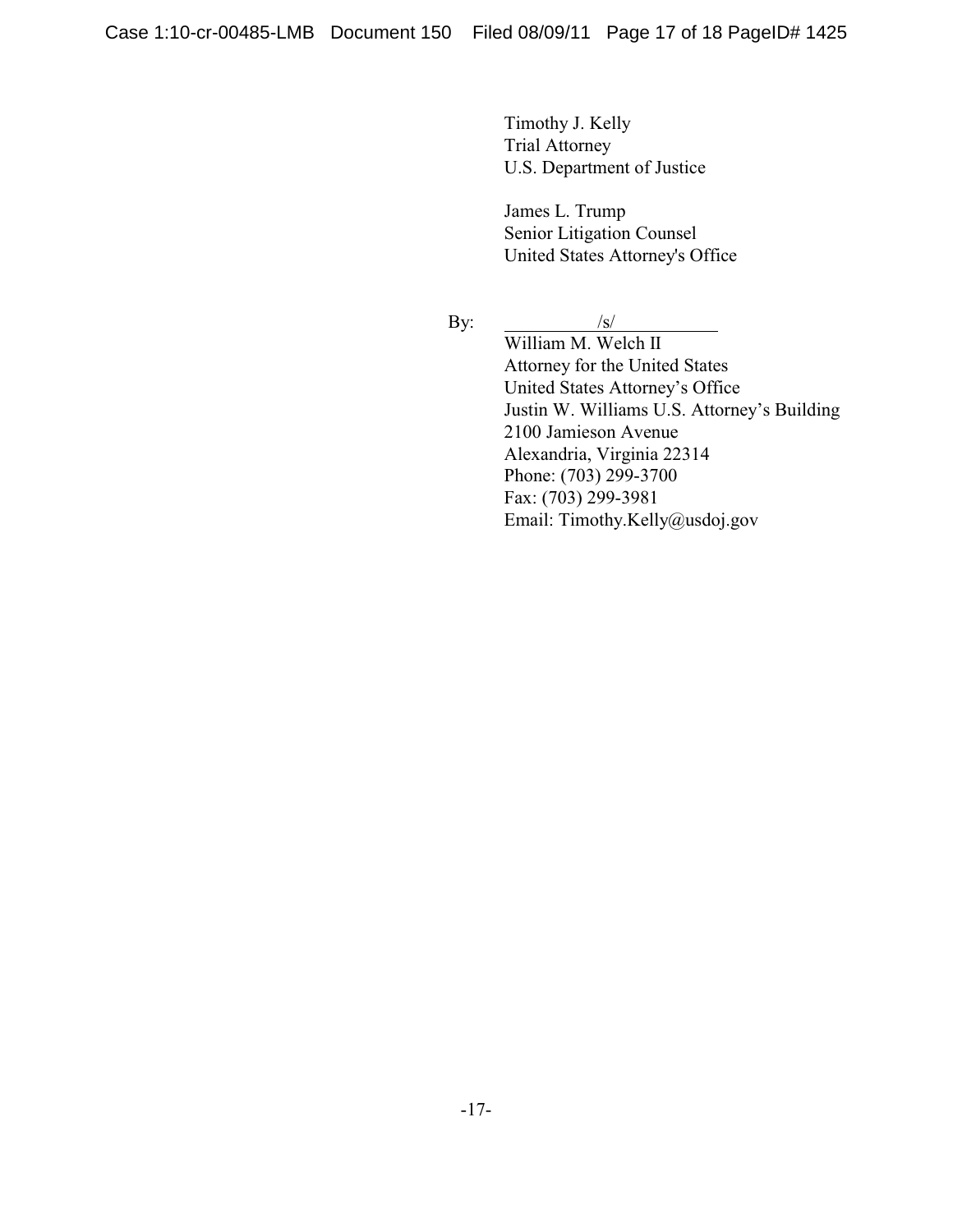Timothy J. Kelly
Trial Attorney
U.S. Department of Justice

James L. Trump
Senior Litigation Counsel
United States Attorney's Office

By: /s/

William M. Welch II
Attorney for the United States
United States Attorney's Office
Justin W. Williams U.S. Attorney's Building
2100 Jamieson Avenue
Alexandria, Virginia 22314
Phone: (703) 299-3700
Fax: (703) 299-3981
Email: Timothy.Kelly@usdoj.gov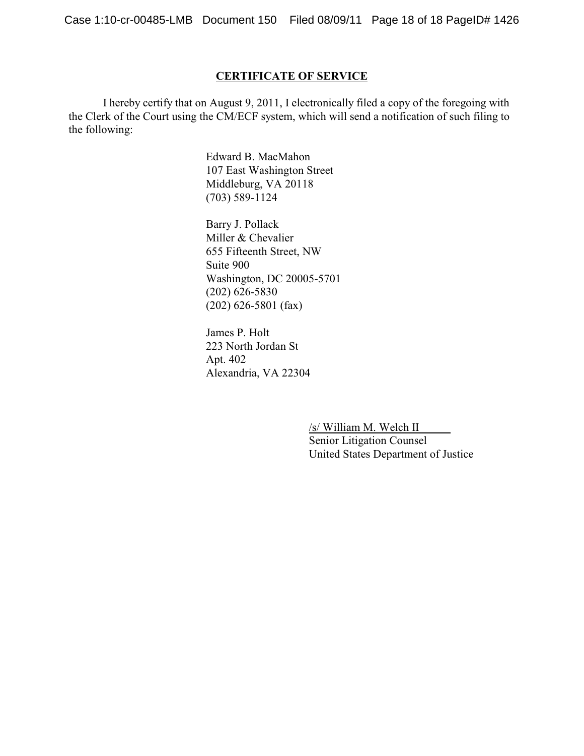## CERTIFICATE OF SERVICE

I hereby certify that on August 9, 2011, I electronically filed a copy of the foregoing with the Clerk of the Court using the CM/ECF system, which will send a notification of such filing to the following:

Edward B. MacMahon  
107 East Washington Street  
Middleburg, VA 20118  
(703) 589-1124

Barry J. Pollack  
Miller & Chevalier  
655 Fifteenth Street, NW  
Suite 900  
Washington, DC 20005-5701  
(202) 626-5830  
(202) 626-5801 (fax)

James P. Holt  
223 North Jordan St  
Apt. 402  
Alexandria, VA 22304

/s/ William M. Welch II  
Senior Litigation Counsel  
United States Department of Justice